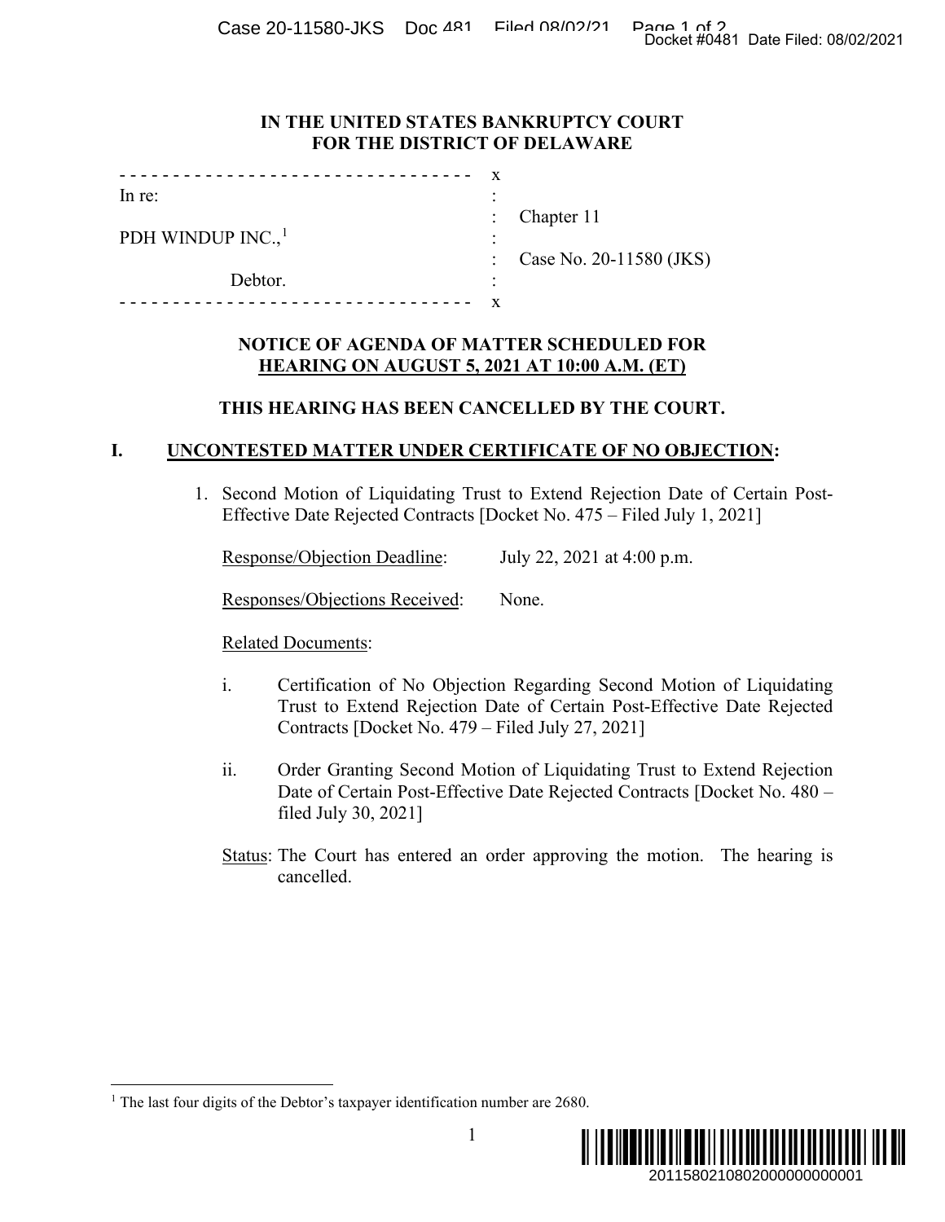**IN THE UNITED STATES BANKRUPTCY COURT**
**FOR THE DISTRICT OF DELAWARE**

```
- - - - - - - - - - - - - - - - - - - - - - - - - - - - - - - -  x
In re:                                                           :
                                                                 :   Chapter 11
PDH WINDUP INC.,[1]                                              :
                                                                 :   Case No. 20-11580 (JKS)
                    Debtor.                                      :
- - - - - - - - - - - - - - - - - - - - - - - - - - - - - - - -  x
```

**NOTICE OF AGENDA OF MATTER SCHEDULED FOR**
**HEARING ON AUGUST 5, 2021 AT 10:00 A.M. (ET)**

**THIS HEARING HAS BEEN CANCELLED BY THE COURT.**

## I. UNCONTESTED MATTER UNDER CERTIFICATE OF NO OBJECTION:

1. Second Motion of Liquidating Trust to Extend Rejection Date of Certain Post-Effective Date Rejected Contracts [Docket No. 475 – Filed July 1, 2021]

   Response/Objection Deadline: July 22, 2021 at 4:00 p.m.

   Responses/Objections Received: None.

   Related Documents:

   i. Certification of No Objection Regarding Second Motion of Liquidating Trust to Extend Rejection Date of Certain Post-Effective Date Rejected Contracts [Docket No. 479 – Filed July 27, 2021]

   ii. Order Granting Second Motion of Liquidating Trust to Extend Rejection Date of Certain Post-Effective Date Rejected Contracts [Docket No. 480 – filed July 30, 2021]

   Status: The Court has entered an order approving the motion. The hearing is cancelled.

---

[1] The last four digits of the Debtor's taxpayer identification number are 2680.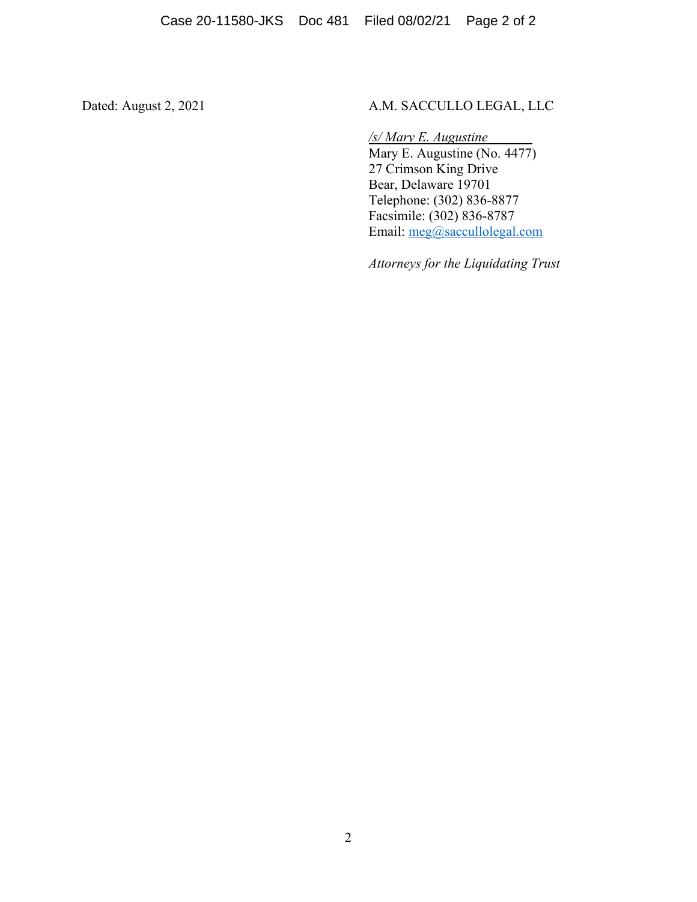Dated: August 2, 2021

A.M. SACCULLO LEGAL, LLC

*/s/ Mary E. Augustine*
Mary E. Augustine (No. 4477)
27 Crimson King Drive
Bear, Delaware 19701
Telephone: (302) 836-8877
Facsimile: (302) 836-8787
Email: meg@saccullolegal.com

*Attorneys for the Liquidating Trust*